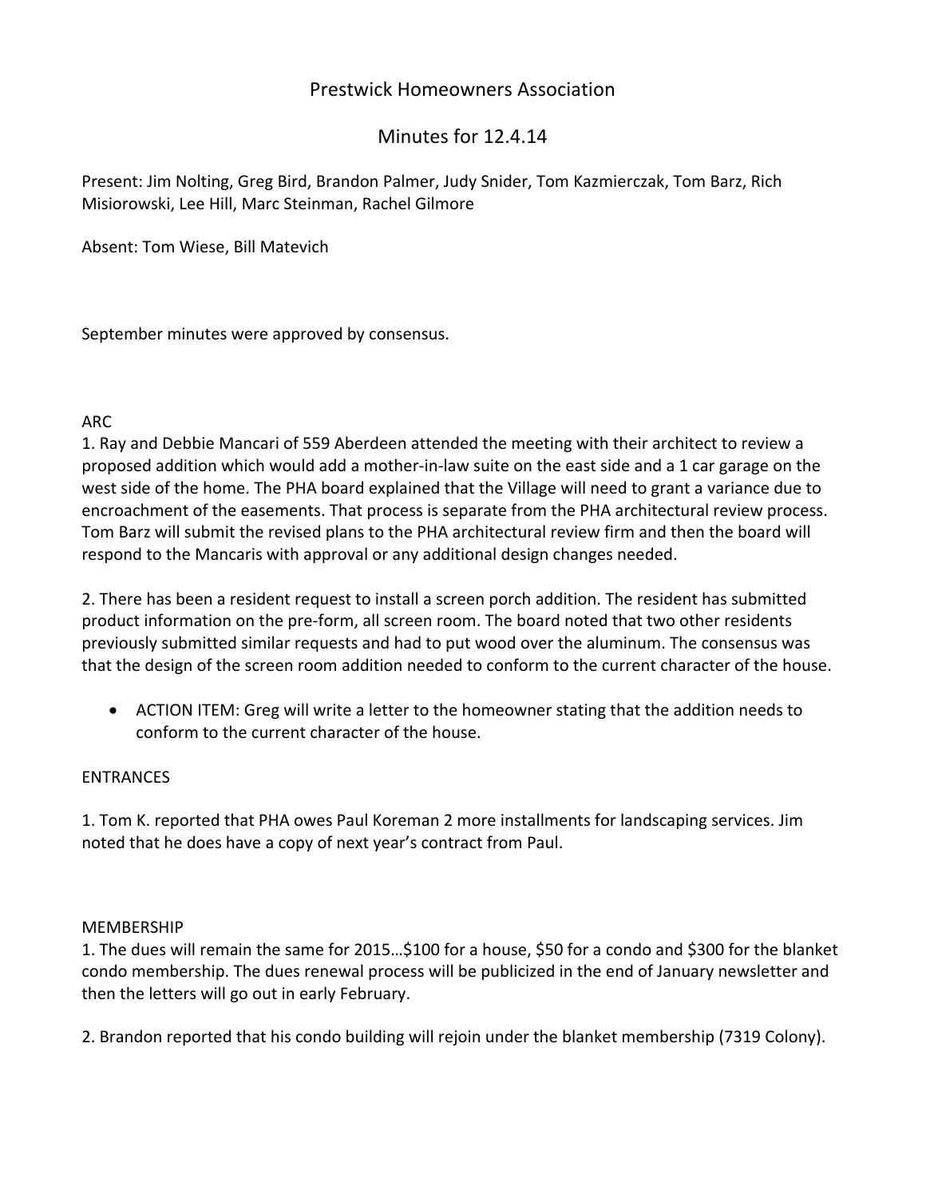# Prestwick Homeowners Association

## Minutes for 12.4.14

Present: Jim Nolting, Greg Bird, Brandon Palmer, Judy Snider, Tom Kazmierczak, Tom Barz, Rich Misiorowski, Lee Hill, Marc Steinman, Rachel Gilmore

Absent: Tom Wiese, Bill Matevich

September minutes were approved by consensus.

### ARC

1. Ray and Debbie Mancari of 559 Aberdeen attended the meeting with their architect to review a proposed addition which would add a mother-in-law suite on the east side and a 1 car garage on the west side of the home. The PHA board explained that the Village will need to grant a variance due to encroachment of the easements. That process is separate from the PHA architectural review process. Tom Barz will submit the revised plans to the PHA architectural review firm and then the board will respond to the Mancaris with approval or any additional design changes needed.

2. There has been a resident request to install a screen porch addition. The resident has submitted product information on the pre-form, all screen room. The board noted that two other residents previously submitted similar requests and had to put wood over the aluminum. The consensus was that the design of the screen room addition needed to conform to the current character of the house.

- ACTION ITEM: Greg will write a letter to the homeowner stating that the addition needs to conform to the current character of the house.

### ENTRANCES

1. Tom K. reported that PHA owes Paul Koreman 2 more installments for landscaping services. Jim noted that he does have a copy of next year's contract from Paul.

### MEMBERSHIP

1. The dues will remain the same for 2015…$100 for a house, $50 for a condo and $300 for the blanket condo membership. The dues renewal process will be publicized in the end of January newsletter and then the letters will go out in early February.

2. Brandon reported that his condo building will rejoin under the blanket membership (7319 Colony).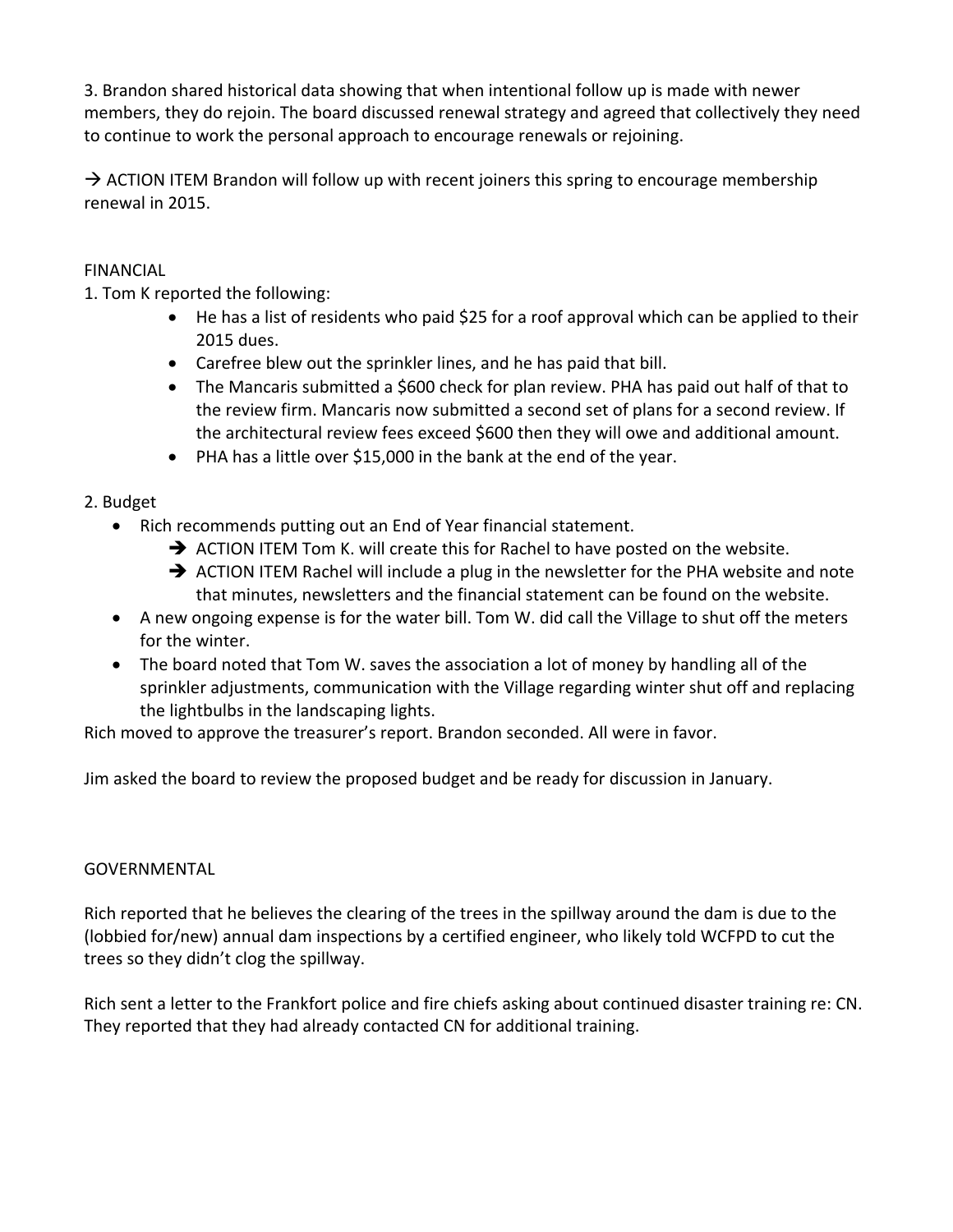3. Brandon shared historical data showing that when intentional follow up is made with newer members, they do rejoin. The board discussed renewal strategy and agreed that collectively they need to continue to work the personal approach to encourage renewals or rejoining.

→ ACTION ITEM Brandon will follow up with recent joiners this spring to encourage membership renewal in 2015.

FINANCIAL

1. Tom K reported the following:
   - He has a list of residents who paid $25 for a roof approval which can be applied to their 2015 dues.
   - Carefree blew out the sprinkler lines, and he has paid that bill.
   - The Mancaris submitted a $600 check for plan review. PHA has paid out half of that to the review firm. Mancaris now submitted a second set of plans for a second review. If the architectural review fees exceed $600 then they will owe and additional amount.
   - PHA has a little over $15,000 in the bank at the end of the year.

2. Budget
   - Rich recommends putting out an End of Year financial statement.
     - ➔ ACTION ITEM Tom K. will create this for Rachel to have posted on the website.
     - ➔ ACTION ITEM Rachel will include a plug in the newsletter for the PHA website and note that minutes, newsletters and the financial statement can be found on the website.
   - A new ongoing expense is for the water bill. Tom W. did call the Village to shut off the meters for the winter.
   - The board noted that Tom W. saves the association a lot of money by handling all of the sprinkler adjustments, communication with the Village regarding winter shut off and replacing the lightbulbs in the landscaping lights.

Rich moved to approve the treasurer's report. Brandon seconded. All were in favor.

Jim asked the board to review the proposed budget and be ready for discussion in January.

GOVERNMENTAL

Rich reported that he believes the clearing of the trees in the spillway around the dam is due to the (lobbied for/new) annual dam inspections by a certified engineer, who likely told WCFPD to cut the trees so they didn't clog the spillway.

Rich sent a letter to the Frankfort police and fire chiefs asking about continued disaster training re: CN. They reported that they had already contacted CN for additional training.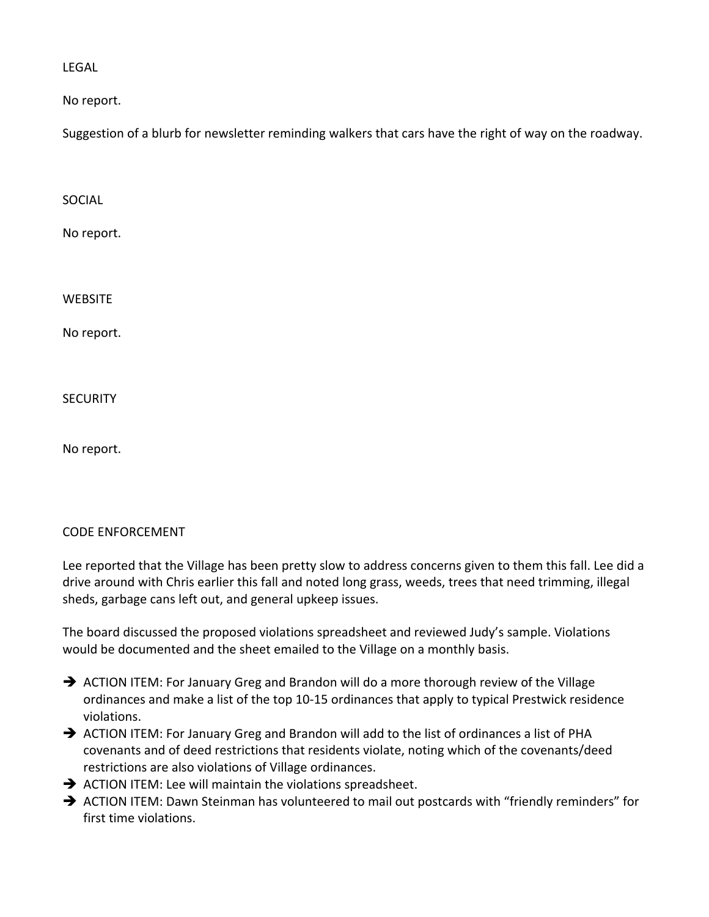## LEGAL

No report.

Suggestion of a blurb for newsletter reminding walkers that cars have the right of way on the roadway.

## SOCIAL

No report.

## WEBSITE

No report.

## SECURITY

No report.

## CODE ENFORCEMENT

Lee reported that the Village has been pretty slow to address concerns given to them this fall. Lee did a drive around with Chris earlier this fall and noted long grass, weeds, trees that need trimming, illegal sheds, garbage cans left out, and general upkeep issues.

The board discussed the proposed violations spreadsheet and reviewed Judy's sample. Violations would be documented and the sheet emailed to the Village on a monthly basis.

- ➔ ACTION ITEM: For January Greg and Brandon will do a more thorough review of the Village ordinances and make a list of the top 10-15 ordinances that apply to typical Prestwick residence violations.
- ➔ ACTION ITEM: For January Greg and Brandon will add to the list of ordinances a list of PHA covenants and of deed restrictions that residents violate, noting which of the covenants/deed restrictions are also violations of Village ordinances.
- ➔ ACTION ITEM: Lee will maintain the violations spreadsheet.
- ➔ ACTION ITEM: Dawn Steinman has volunteered to mail out postcards with "friendly reminders" for first time violations.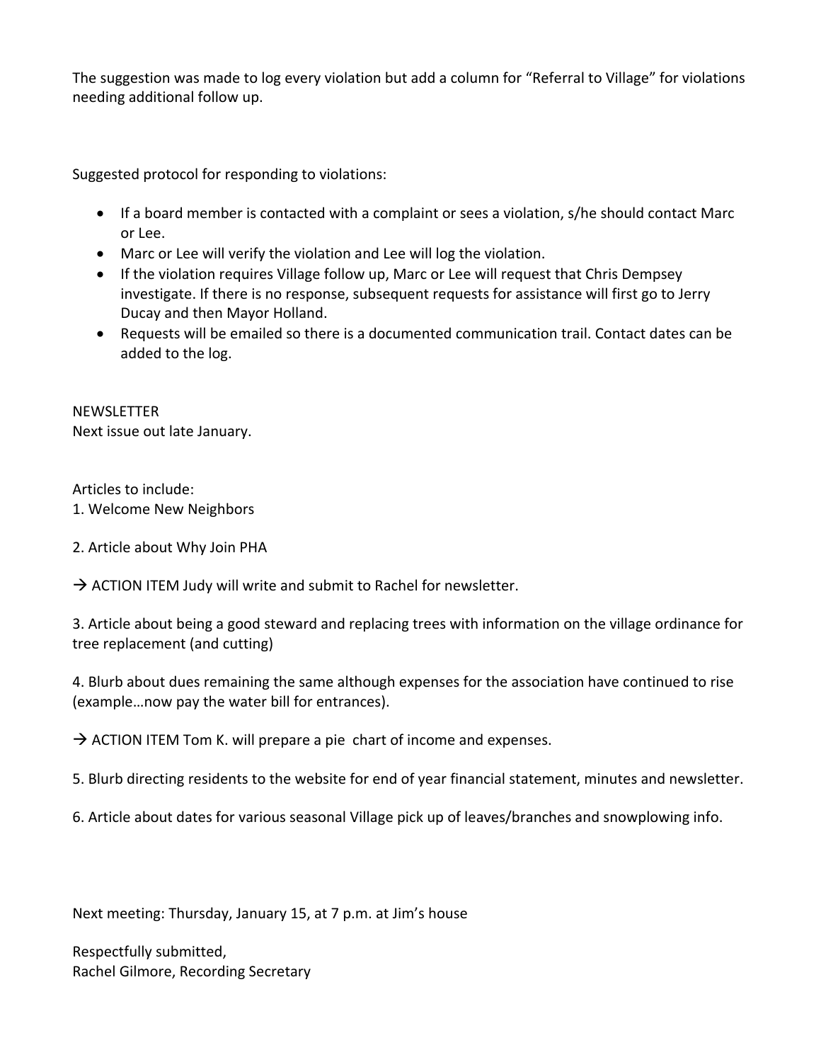The suggestion was made to log every violation but add a column for "Referral to Village" for violations needing additional follow up.

Suggested protocol for responding to violations:

- If a board member is contacted with a complaint or sees a violation, s/he should contact Marc or Lee.
- Marc or Lee will verify the violation and Lee will log the violation.
- If the violation requires Village follow up, Marc or Lee will request that Chris Dempsey investigate. If there is no response, subsequent requests for assistance will first go to Jerry Ducay and then Mayor Holland.
- Requests will be emailed so there is a documented communication trail. Contact dates can be added to the log.

NEWSLETTER

Next issue out late January.

Articles to include:

1. Welcome New Neighbors

2. Article about Why Join PHA

→ ACTION ITEM Judy will write and submit to Rachel for newsletter.

3. Article about being a good steward and replacing trees with information on the village ordinance for tree replacement (and cutting)

4. Blurb about dues remaining the same although expenses for the association have continued to rise (example…now pay the water bill for entrances).

→ ACTION ITEM Tom K. will prepare a pie chart of income and expenses.

5. Blurb directing residents to the website for end of year financial statement, minutes and newsletter.

6. Article about dates for various seasonal Village pick up of leaves/branches and snowplowing info.

Next meeting: Thursday, January 15, at 7 p.m. at Jim's house

Respectfully submitted,
Rachel Gilmore, Recording Secretary